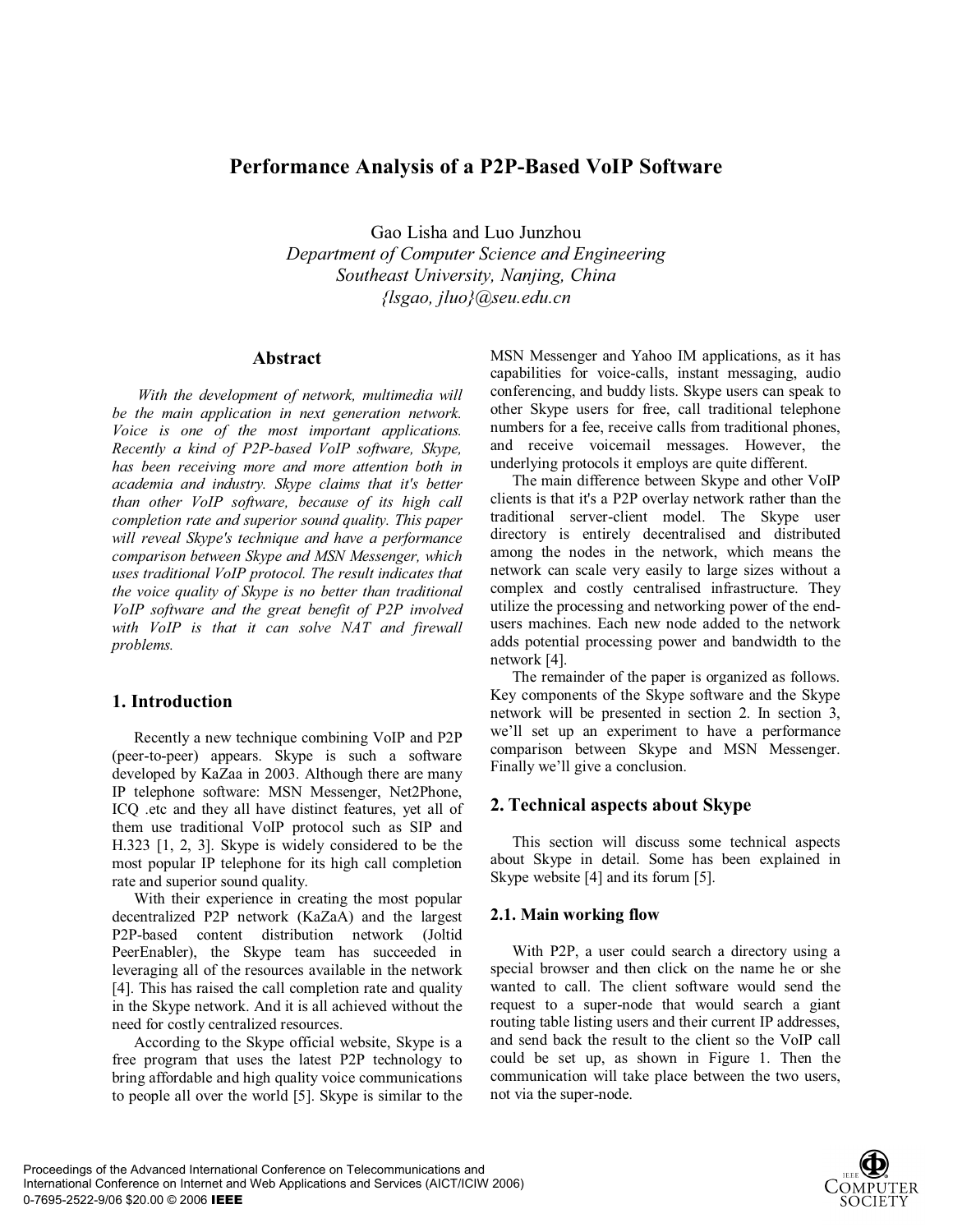# Performance Analysis of a P2P-Based VoIP Software

Gao Lisha and Luo Junzhou
*Department of Computer Science and Engineering*
*Southeast University, Nanjing, China*
*{lsgao, jluo}@seu.edu.cn*

## Abstract

*With the development of network, multimedia will be the main application in next generation network. Voice is one of the most important applications. Recently a kind of P2P-based VoIP software, Skype, has been receiving more and more attention both in academia and industry. Skype claims that it's better than other VoIP software, because of its high call completion rate and superior sound quality. This paper will reveal Skype's technique and have a performance comparison between Skype and MSN Messenger, which uses traditional VoIP protocol. The result indicates that the voice quality of Skype is no better than traditional VoIP software and the great benefit of P2P involved with VoIP is that it can solve NAT and firewall problems.*

## 1. Introduction

Recently a new technique combining VoIP and P2P (peer-to-peer) appears. Skype is such a software developed by KaZaa in 2003. Although there are many IP telephone software: MSN Messenger, Net2Phone, ICQ .etc and they all have distinct features, yet all of them use traditional VoIP protocol such as SIP and H.323 [1, 2, 3]. Skype is widely considered to be the most popular IP telephone for its high call completion rate and superior sound quality.

With their experience in creating the most popular decentralized P2P network (KaZaA) and the largest P2P-based content distribution network (Joltid PeerEnabler), the Skype team has succeeded in leveraging all of the resources available in the network [4]. This has raised the call completion rate and quality in the Skype network. And it is all achieved without the need for costly centralized resources.

According to the Skype official website, Skype is a free program that uses the latest P2P technology to bring affordable and high quality voice communications to people all over the world [5]. Skype is similar to the MSN Messenger and Yahoo IM applications, as it has capabilities for voice-calls, instant messaging, audio conferencing, and buddy lists. Skype users can speak to other Skype users for free, call traditional telephone numbers for a fee, receive calls from traditional phones, and receive voicemail messages. However, the underlying protocols it employs are quite different.

The main difference between Skype and other VoIP clients is that it's a P2P overlay network rather than the traditional server-client model. The Skype user directory is entirely decentralised and distributed among the nodes in the network, which means the network can scale very easily to large sizes without a complex and costly centralised infrastructure. They utilize the processing and networking power of the end-users machines. Each new node added to the network adds potential processing power and bandwidth to the network [4].

The remainder of the paper is organized as follows. Key components of the Skype software and the Skype network will be presented in section 2. In section 3, we'll set up an experiment to have a performance comparison between Skype and MSN Messenger. Finally we'll give a conclusion.

## 2. Technical aspects about Skype

This section will discuss some technical aspects about Skype in detail. Some has been explained in Skype website [4] and its forum [5].

### 2.1. Main working flow

With P2P, a user could search a directory using a special browser and then click on the name he or she wanted to call. The client software would send the request to a super-node that would search a giant routing table listing users and their current IP addresses, and send back the result to the client so the VoIP call could be set up, as shown in Figure 1. Then the communication will take place between the two users, not via the super-node.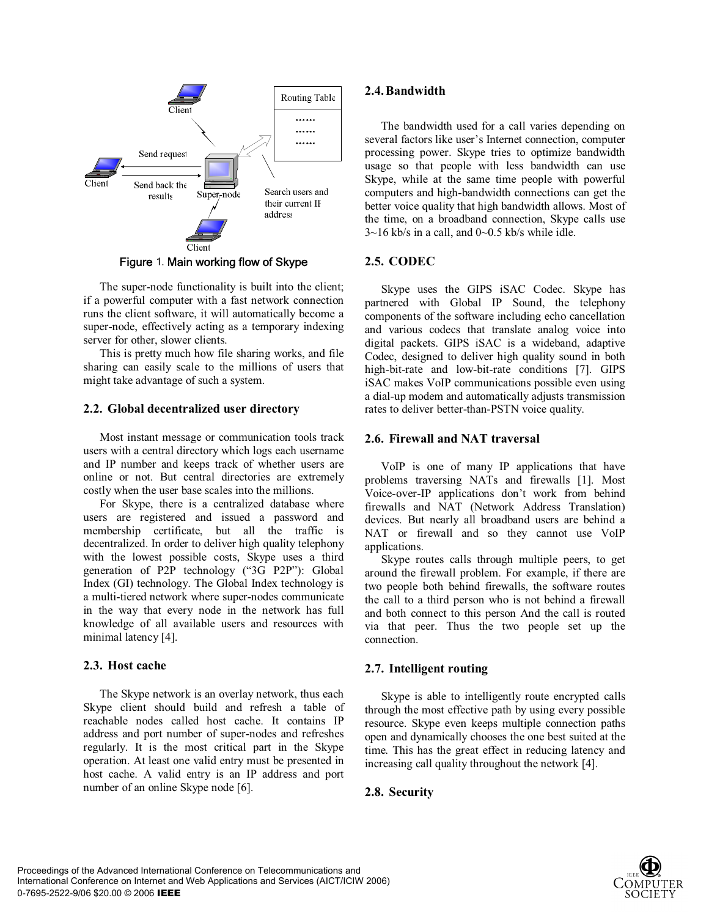Figure 1. Main working flow of Skype

The super-node functionality is built into the client; if a powerful computer with a fast network connection runs the client software, it will automatically become a super-node, effectively acting as a temporary indexing server for other, slower clients.

This is pretty much how file sharing works, and file sharing can easily scale to the millions of users that might take advantage of such a system.

### 2.2. Global decentralized user directory

Most instant message or communication tools track users with a central directory which logs each username and IP number and keeps track of whether users are online or not. But central directories are extremely costly when the user base scales into the millions.

For Skype, there is a centralized database where users are registered and issued a password and membership certificate, but all the traffic is decentralized. In order to deliver high quality telephony with the lowest possible costs, Skype uses a third generation of P2P technology ("3G P2P"): Global Index (GI) technology. The Global Index technology is a multi-tiered network where super-nodes communicate in the way that every node in the network has full knowledge of all available users and resources with minimal latency [4].

### 2.3. Host cache

The Skype network is an overlay network, thus each Skype client should build and refresh a table of reachable nodes called host cache. It contains IP address and port number of super-nodes and refreshes regularly. It is the most critical part in the Skype operation. At least one valid entry must be presented in host cache. A valid entry is an IP address and port number of an online Skype node [6].

### 2.4. Bandwidth

The bandwidth used for a call varies depending on several factors like user's Internet connection, computer processing power. Skype tries to optimize bandwidth usage so that people with less bandwidth can use Skype, while at the same time people with powerful computers and high-bandwidth connections can get the better voice quality that high bandwidth allows. Most of the time, on a broadband connection, Skype calls use 3~16 kb/s in a call, and 0~0.5 kb/s while idle.

### 2.5. CODEC

Skype uses the GIPS iSAC Codec. Skype has partnered with Global IP Sound, the telephony components of the software including echo cancellation and various codecs that translate analog voice into digital packets. GIPS iSAC is a wideband, adaptive Codec, designed to deliver high quality sound in both high-bit-rate and low-bit-rate conditions [7]. GIPS iSAC makes VoIP communications possible even using a dial-up modem and automatically adjusts transmission rates to deliver better-than-PSTN voice quality.

### 2.6. Firewall and NAT traversal

VoIP is one of many IP applications that have problems traversing NATs and firewalls [1]. Most Voice-over-IP applications don't work from behind firewalls and NAT (Network Address Translation) devices. But nearly all broadband users are behind a NAT or firewall and so they cannot use VoIP applications.

Skype routes calls through multiple peers, to get around the firewall problem. For example, if there are two people both behind firewalls, the software routes the call to a third person who is not behind a firewall and both connect to this person And the call is routed via that peer. Thus the two people set up the connection.

### 2.7. Intelligent routing

Skype is able to intelligently route encrypted calls through the most effective path by using every possible resource. Skype even keeps multiple connection paths open and dynamically chooses the one best suited at the time. This has the great effect in reducing latency and increasing call quality throughout the network [4].

### 2.8. Security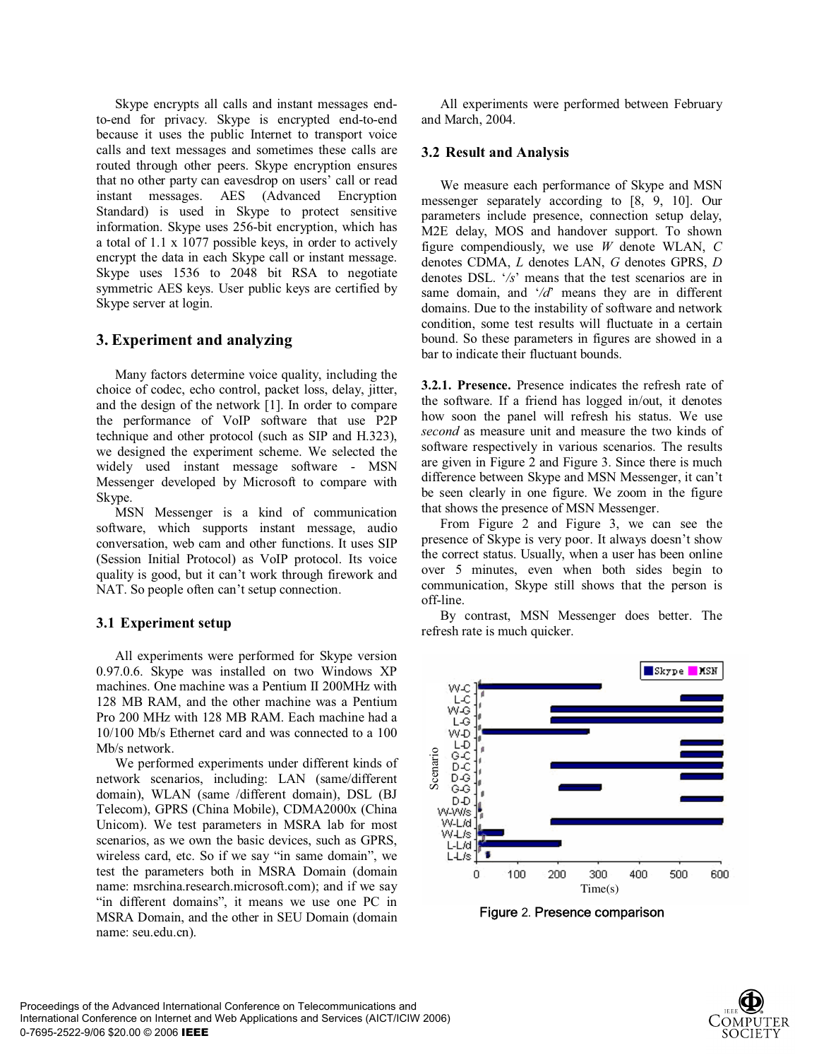Skype encrypts all calls and instant messages end-to-end for privacy. Skype is encrypted end-to-end because it uses the public Internet to transport voice calls and text messages and sometimes these calls are routed through other peers. Skype encryption ensures that no other party can eavesdrop on users' call or read instant messages. AES (Advanced Encryption Standard) is used in Skype to protect sensitive information. Skype uses 256-bit encryption, which has a total of 1.1 x 1077 possible keys, in order to actively encrypt the data in each Skype call or instant message. Skype uses 1536 to 2048 bit RSA to negotiate symmetric AES keys. User public keys are certified by Skype server at login.

## 3. Experiment and analyzing

Many factors determine voice quality, including the choice of codec, echo control, packet loss, delay, jitter, and the design of the network [1]. In order to compare the performance of VoIP software that use P2P technique and other protocol (such as SIP and H.323), we designed the experiment scheme. We selected the widely used instant message software - MSN Messenger developed by Microsoft to compare with Skype.

MSN Messenger is a kind of communication software, which supports instant message, audio conversation, web cam and other functions. It uses SIP (Session Initial Protocol) as VoIP protocol. Its voice quality is good, but it can't work through firework and NAT. So people often can't setup connection.

### 3.1 Experiment setup

All experiments were performed for Skype version 0.97.0.6. Skype was installed on two Windows XP machines. One machine was a Pentium II 200MHz with 128 MB RAM, and the other machine was a Pentium Pro 200 MHz with 128 MB RAM. Each machine had a 10/100 Mb/s Ethernet card and was connected to a 100 Mb/s network.

We performed experiments under different kinds of network scenarios, including: LAN (same/different domain), WLAN (same /different domain), DSL (BJ Telecom), GPRS (China Mobile), CDMA2000x (China Unicom). We test parameters in MSRA lab for most scenarios, as we own the basic devices, such as GPRS, wireless card, etc. So if we say "in same domain", we test the parameters both in MSRA Domain (domain name: msrchina.research.microsoft.com); and if we say "in different domains", it means we use one PC in MSRA Domain, and the other in SEU Domain (domain name: seu.edu.cn).

All experiments were performed between February and March, 2004.

### 3.2 Result and Analysis

We measure each performance of Skype and MSN messenger separately according to [8, 9, 10]. Our parameters include presence, connection setup delay, M2E delay, MOS and handover support. To shown figure compendiously, we use *W* denote WLAN, *C* denotes CDMA, *L* denotes LAN, *G* denotes GPRS, *D* denotes DSL. '*/s*' means that the test scenarios are in same domain, and '*/d*' means they are in different domains. Due to the instability of software and network condition, some test results will fluctuate in a certain bound. So these parameters in figures are showed in a bar to indicate their fluctuant bounds.

**3.2.1. Presence.** Presence indicates the refresh rate of the software. If a friend has logged in/out, it denotes how soon the panel will refresh his status. We use *second* as measure unit and measure the two kinds of software respectively in various scenarios. The results are given in Figure 2 and Figure 3. Since there is much difference between Skype and MSN Messenger, it can't be seen clearly in one figure. We zoom in the figure that shows the presence of MSN Messenger.

From Figure 2 and Figure 3, we can see the presence of Skype is very poor. It always doesn't show the correct status. Usually, when a user has been online over 5 minutes, even when both sides begin to communication, Skype still shows that the person is off-line.

By contrast, MSN Messenger does better. The refresh rate is much quicker.

Figure 2. Presence comparison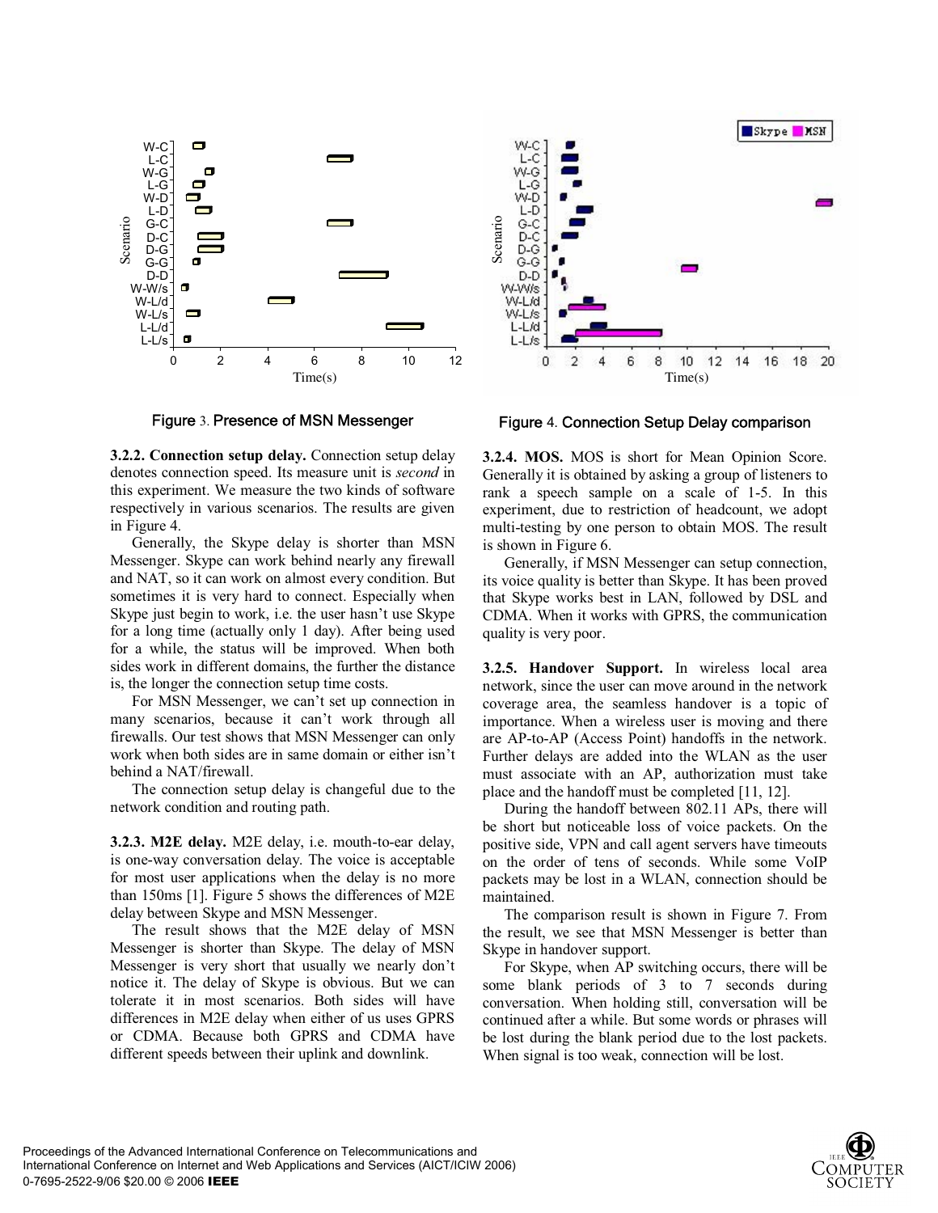Figure 3. Presence of MSN Messenger

Figure 4. Connection Setup Delay comparison

**3.2.2. Connection setup delay.** Connection setup delay denotes connection speed. Its measure unit is *second* in this experiment. We measure the two kinds of software respectively in various scenarios. The results are given in Figure 4.

Generally, the Skype delay is shorter than MSN Messenger. Skype can work behind nearly any firewall and NAT, so it can work on almost every condition. But sometimes it is very hard to connect. Especially when Skype just begin to work, i.e. the user hasn't use Skype for a long time (actually only 1 day). After being used for a while, the status will be improved. When both sides work in different domains, the further the distance is, the longer the connection setup time costs.

For MSN Messenger, we can't set up connection in many scenarios, because it can't work through all firewalls. Our test shows that MSN Messenger can only work when both sides are in same domain or either isn't behind a NAT/firewall.

The connection setup delay is changeful due to the network condition and routing path.

**3.2.3. M2E delay.** M2E delay, i.e. mouth-to-ear delay, is one-way conversation delay. The voice is acceptable for most user applications when the delay is no more than 150ms [1]. Figure 5 shows the differences of M2E delay between Skype and MSN Messenger.

The result shows that the M2E delay of MSN Messenger is shorter than Skype. The delay of MSN Messenger is very short that usually we nearly don't notice it. The delay of Skype is obvious. But we can tolerate it in most scenarios. Both sides will have differences in M2E delay when either of us uses GPRS or CDMA. Because both GPRS and CDMA have different speeds between their uplink and downlink.

**3.2.4. MOS.** MOS is short for Mean Opinion Score. Generally it is obtained by asking a group of listeners to rank a speech sample on a scale of 1-5. In this experiment, due to restriction of headcount, we adopt multi-testing by one person to obtain MOS. The result is shown in Figure 6.

Generally, if MSN Messenger can setup connection, its voice quality is better than Skype. It has been proved that Skype works best in LAN, followed by DSL and CDMA. When it works with GPRS, the communication quality is very poor.

**3.2.5. Handover Support.** In wireless local area network, since the user can move around in the network coverage area, the seamless handover is a topic of importance. When a wireless user is moving and there are AP-to-AP (Access Point) handoffs in the network. Further delays are added into the WLAN as the user must associate with an AP, authorization must take place and the handoff must be completed [11, 12].

During the handoff between 802.11 APs, there will be short but noticeable loss of voice packets. On the positive side, VPN and call agent servers have timeouts on the order of tens of seconds. While some VoIP packets may be lost in a WLAN, connection should be maintained.

The comparison result is shown in Figure 7. From the result, we see that MSN Messenger is better than Skype in handover support.

For Skype, when AP switching occurs, there will be some blank periods of 3 to 7 seconds during conversation. When holding still, conversation will be continued after a while. But some words or phrases will be lost during the blank period due to the lost packets. When signal is too weak, connection will be lost.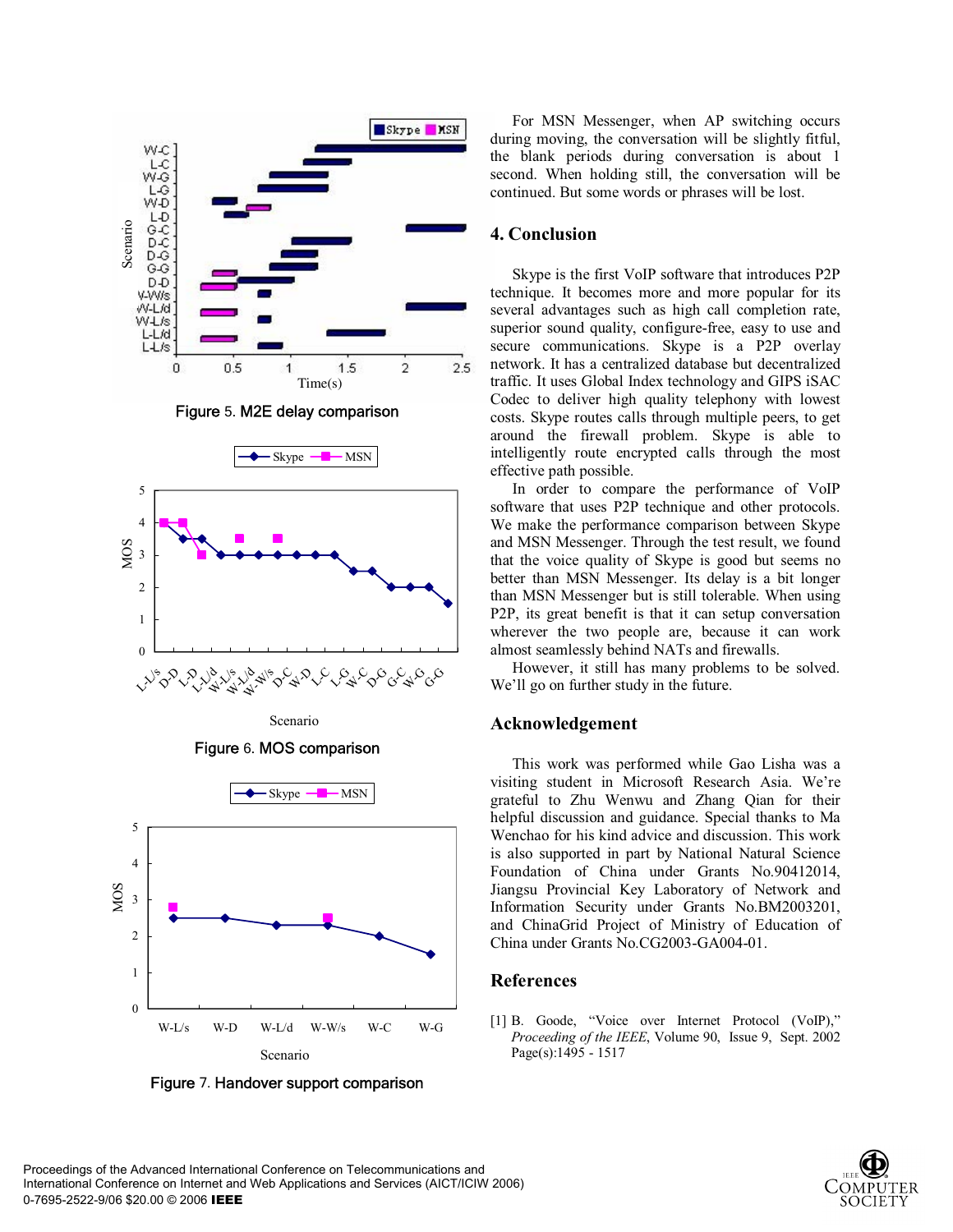Figure 5. M2E delay comparison

Figure 6. MOS comparison

Figure 7. Handover support comparison

For MSN Messenger, when AP switching occurs during moving, the conversation will be slightly fitful, the blank periods during conversation is about 1 second. When holding still, the conversation will be continued. But some words or phrases will be lost.

## 4. Conclusion

Skype is the first VoIP software that introduces P2P technique. It becomes more and more popular for its several advantages such as high call completion rate, superior sound quality, configure-free, easy to use and secure communications. Skype is a P2P overlay network. It has a centralized database but decentralized traffic. It uses Global Index technology and GIPS iSAC Codec to deliver high quality telephony with lowest costs. Skype routes calls through multiple peers, to get around the firewall problem. Skype is able to intelligently route encrypted calls through the most effective path possible.

In order to compare the performance of VoIP software that uses P2P technique and other protocols. We make the performance comparison between Skype and MSN Messenger. Through the test result, we found that the voice quality of Skype is good but seems no better than MSN Messenger. Its delay is a bit longer than MSN Messenger but is still tolerable. When using P2P, its great benefit is that it can setup conversation wherever the two people are, because it can work almost seamlessly behind NATs and firewalls.

However, it still has many problems to be solved. We'll go on further study in the future.

## Acknowledgement

This work was performed while Gao Lisha was a visiting student in Microsoft Research Asia. We're grateful to Zhu Wenwu and Zhang Qian for their helpful discussion and guidance. Special thanks to Ma Wenchao for his kind advice and discussion. This work is also supported in part by National Natural Science Foundation of China under Grants No.90412014, Jiangsu Provincial Key Laboratory of Network and Information Security under Grants No.BM2003201, and ChinaGrid Project of Ministry of Education of China under Grants No.CG2003-GA004-01.

## References

[1] B. Goode, "Voice over Internet Protocol (VoIP)," *Proceeding of the IEEE*, Volume 90, Issue 9, Sept. 2002 Page(s):1495 - 1517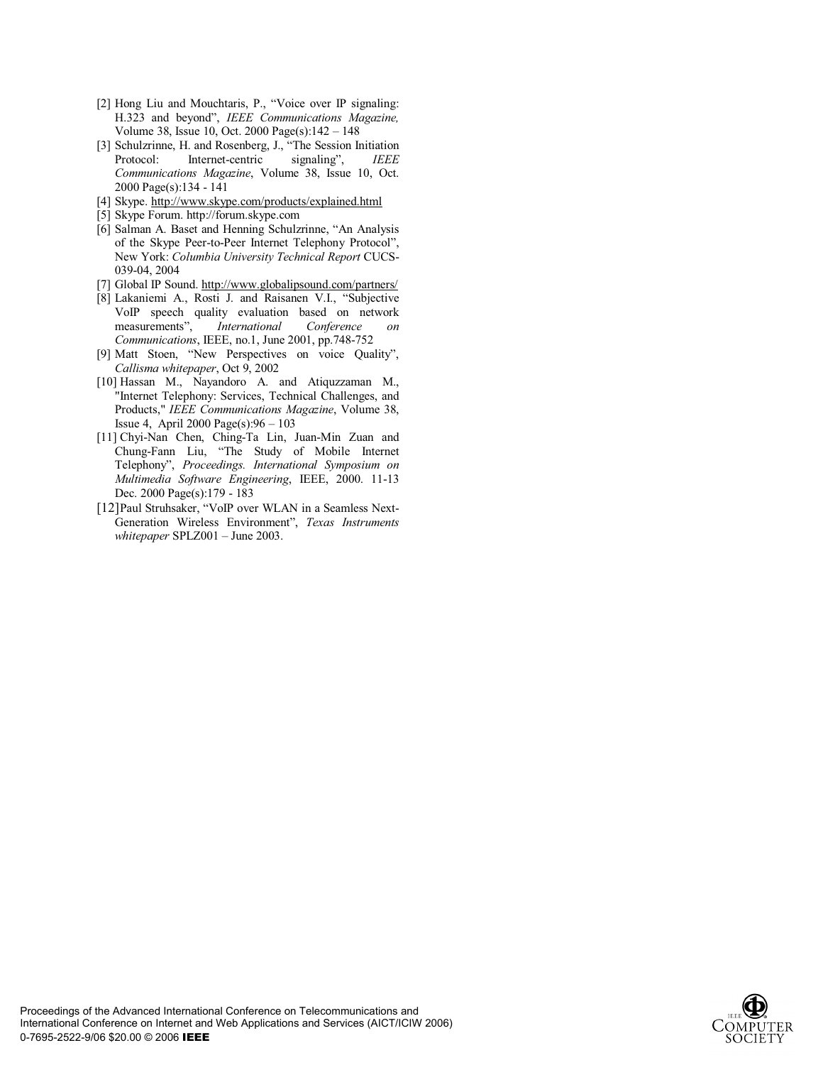[2] Hong Liu and Mouchtaris, P., “Voice over IP signaling: H.323 and beyond”, *IEEE Communications Magazine,* Volume 38, Issue 10, Oct. 2000 Page(s):142 – 148

[3] Schulzrinne, H. and Rosenberg, J., “The Session Initiation Protocol: Internet-centric signaling”, *IEEE Communications Magazine*, Volume 38, Issue 10, Oct. 2000 Page(s):134 - 141

[4] Skype. http://www.skype.com/products/explained.html

[5] Skype Forum. http://forum.skype.com

[6] Salman A. Baset and Henning Schulzrinne, “An Analysis of the Skype Peer-to-Peer Internet Telephony Protocol”, New York: *Columbia University Technical Report* CUCS-039-04, 2004

[7] Global IP Sound. http://www.globalipsound.com/partners/

[8] Lakaniemi A., Rosti J. and Raisanen V.I., “Subjective VoIP speech quality evaluation based on network measurements”, *International Conference on Communications*, IEEE, no.1, June 2001, pp.748-752

[9] Matt Stoen, “New Perspectives on voice Quality”, *Callisma whitepaper*, Oct 9, 2002

[10] Hassan M., Nayandoro A. and Atiquzzaman M., "Internet Telephony: Services, Technical Challenges, and Products," *IEEE Communications Magazine*, Volume 38, Issue 4, April 2000 Page(s):96 – 103

[11] Chyi-Nan Chen, Ching-Ta Lin, Juan-Min Zuan and Chung-Fann Liu, “The Study of Mobile Internet Telephony”, *Proceedings. International Symposium on Multimedia Software Engineering*, IEEE, 2000. 11-13 Dec. 2000 Page(s):179 - 183

[12] Paul Struhsaker, “VoIP over WLAN in a Seamless Next-Generation Wireless Environment”, *Texas Instruments whitepaper* SPLZ001 – June 2003.